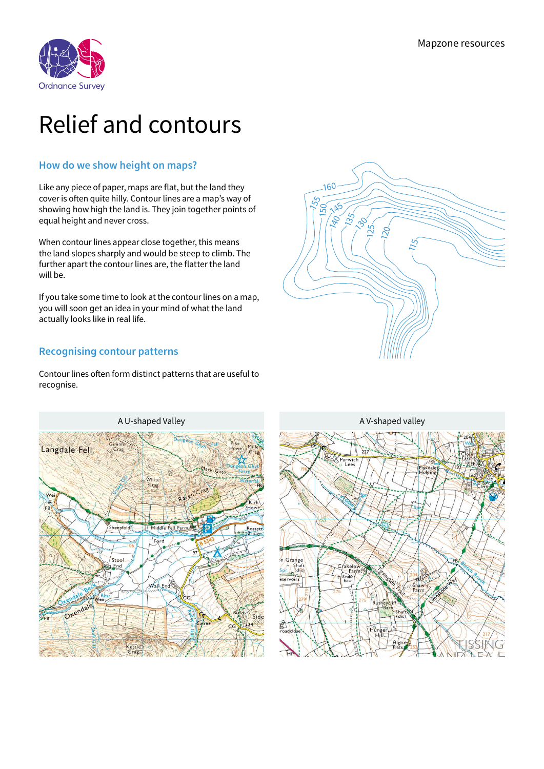# Relief and contours

## How do we show height on maps?

Like any piece of paper, maps are flat, but the land they cover is often quite hilly. Contour lines are a map's way of showing how high the land is. They join together points of equal height and never cross.

When contour lines appear close together, this means the land slopes sharply and would be steep to climb. The further apart the contour lines are, the flatter the land will be.

If you take some time to look at the contour lines on a map, you will soon get an idea in your mind of what the land actually looks like in real life.

## Recognising contour patterns

Contour lines often form distinct patterns that are useful to recognise.

A U-shaped Valley

A V-shaped valley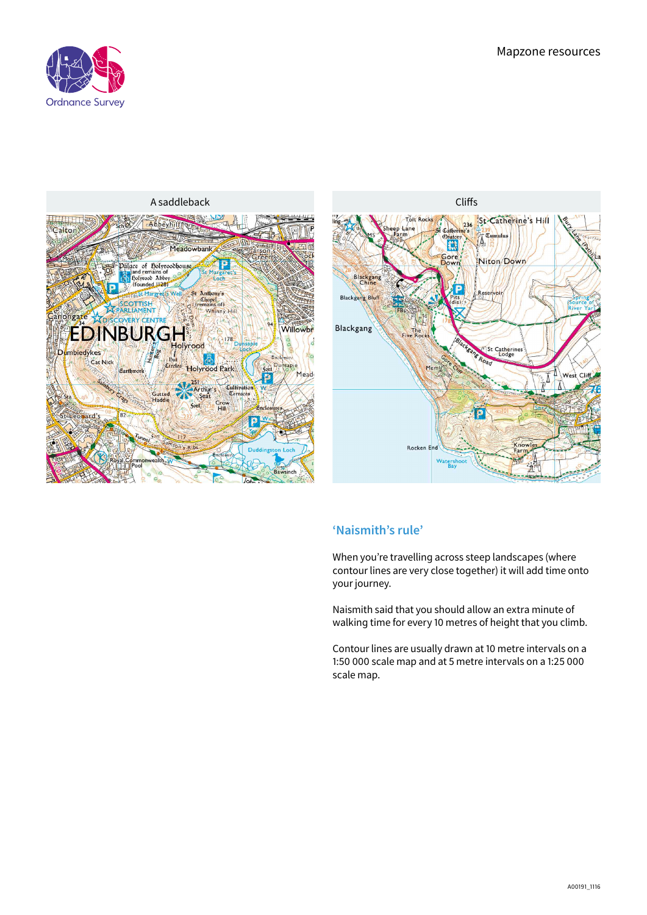A saddleback

Cliffs

## 'Naismith's rule'

When you're travelling across steep landscapes (where contour lines are very close together) it will add time onto your journey.

Naismith said that you should allow an extra minute of walking time for every 10 metres of height that you climb.

Contour lines are usually drawn at 10 metre intervals on a 1:50 000 scale map and at 5 metre intervals on a 1:25 000 scale map.

A00191_1116